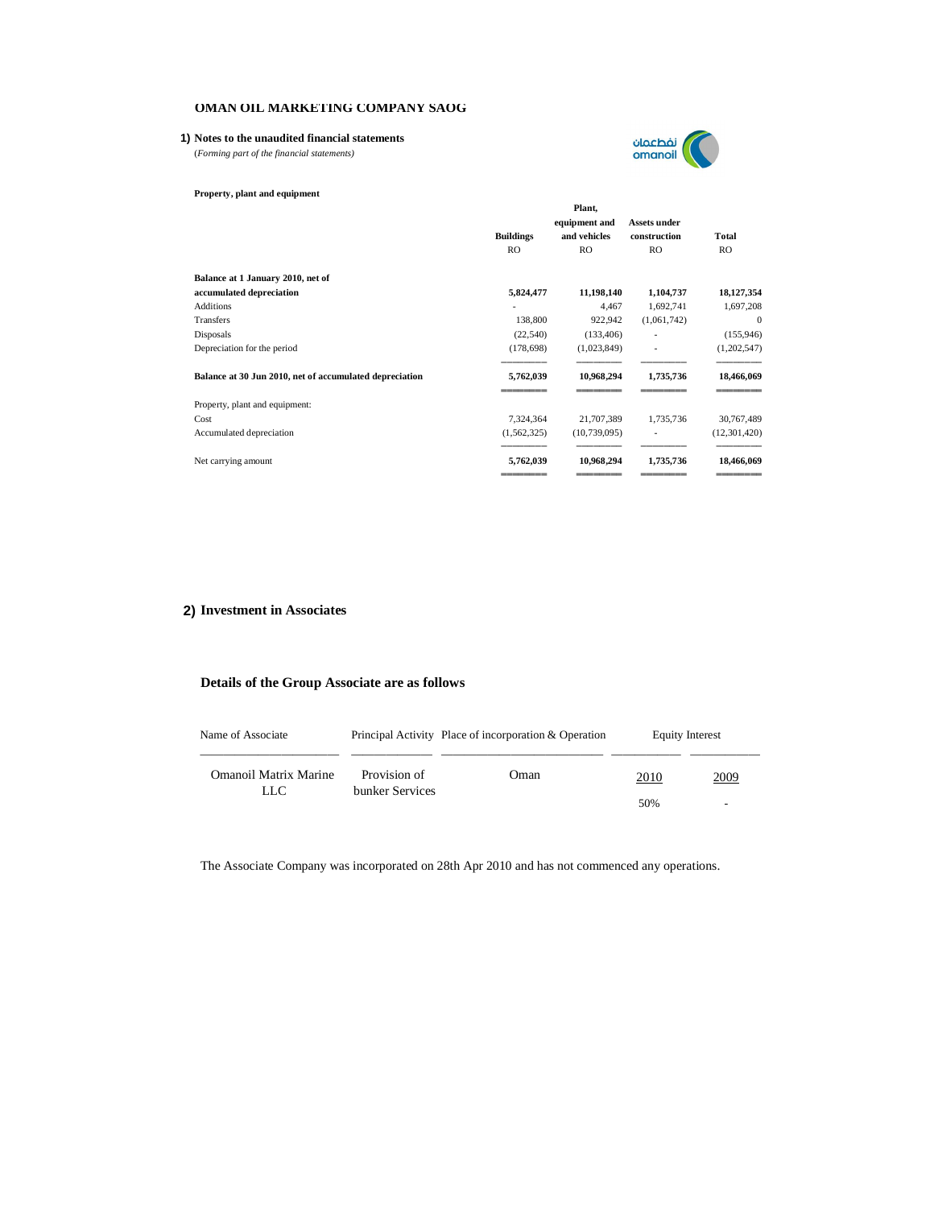# OMAN OIL MARKETING COMPANY SAOG

## 1) Notes to the unaudited financial statements

(*Forming part of the financial statements*)

**Property, plant and equipment**

| | Buildings | Plant, equipment and vehicles | Assets under construction | Total |
|---|---|---|---|---|
| | RO | RO | RO | RO |
| **Balance at 1 January 2010, net of accumulated depreciation** | **5,824,477** | **11,198,140** | **1,104,737** | **18,127,354** |
| Additions | - | 4,467 | 1,692,741 | 1,697,208 |
| Transfers | 138,800 | 922,942 | (1,061,742) | 0 |
| Disposals | (22,540) | (133,406) | - | (155,946) |
| Depreciation for the period | (178,698) | (1,023,849) | - | (1,202,547) |
| **Balance at 30 Jun 2010, net of accumulated depreciation** | **5,762,039** | **10,968,294** | **1,735,736** | **18,466,069** |
| Property, plant and equipment: | | | | |
| Cost | 7,324,364 | 21,707,389 | 1,735,736 | 30,767,489 |
| Accumulated depreciation | (1,562,325) | (10,739,095) | - | (12,301,420) |
| Net carrying amount | **5,762,039** | **10,968,294** | **1,735,736** | **18,466,069** |

## 2) Investment in Associates

### Details of the Group Associate are as follows

| Name of Associate | Principal Activity | Place of incorporation & Operation | Equity Interest | |
|---|---|---|---|---|
| | | | 2010 | 2009 |
| Omanoil Matrix Marine LLC | Provision of bunker Services | Oman | 50% | - |

The Associate Company was incorporated on 28th Apr 2010 and has not commenced any operations.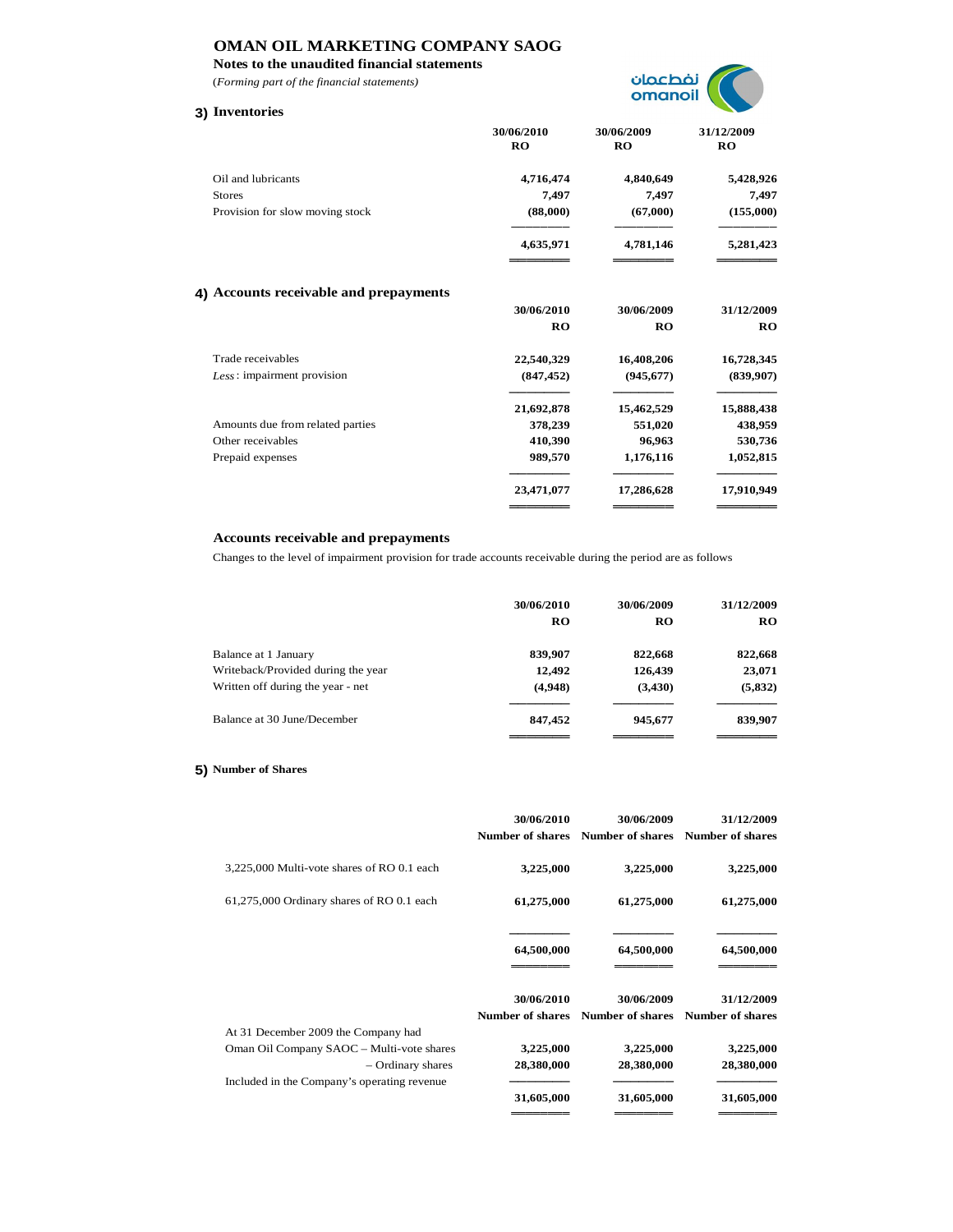# OMAN OIL MARKETING COMPANY SAOG

**Notes to the unaudited financial statements**

*(Forming part of the financial statements)*

## 3) Inventories

| | 30/06/2010 RO | 30/06/2009 RO | 31/12/2009 RO |
|---|---|---|---|
| Oil and lubricants | 4,716,474 | 4,840,649 | 5,428,926 |
| Stores | 7,497 | 7,497 | 7,497 |
| Provision for slow moving stock | (88,000) | (67,000) | (155,000) |
| | 4,635,971 | 4,781,146 | 5,281,423 |

## 4) Accounts receivable and prepayments

| | 30/06/2010 RO | 30/06/2009 RO | 31/12/2009 RO |
|---|---|---|---|
| Trade receivables | 22,540,329 | 16,408,206 | 16,728,345 |
| *Less*: impairment provision | (847,452) | (945,677) | (839,907) |
| | 21,692,878 | 15,462,529 | 15,888,438 |
| Amounts due from related parties | 378,239 | 551,020 | 438,959 |
| Other receivables | 410,390 | 96,963 | 530,736 |
| Prepaid expenses | 989,570 | 1,176,116 | 1,052,815 |
| | 23,471,077 | 17,286,628 | 17,910,949 |

### Accounts receivable and prepayments

Changes to the level of impairment provision for trade accounts receivable during the period are as follows

| | 30/06/2010 RO | 30/06/2009 RO | 31/12/2009 RO |
|---|---|---|---|
| Balance at 1 January | 839,907 | 822,668 | 822,668 |
| Writeback/Provided during the year | 12,492 | 126,439 | 23,071 |
| Written off during the year - net | (4,948) | (3,430) | (5,832) |
| Balance at 30 June/December | 847,452 | 945,677 | 839,907 |

## 5) Number of Shares

| | 30/06/2010 Number of shares | 30/06/2009 Number of shares | 31/12/2009 Number of shares |
|---|---|---|---|
| 3,225,000 Multi-vote shares of RO 0.1 each | 3,225,000 | 3,225,000 | 3,225,000 |
| 61,275,000 Ordinary shares of RO 0.1 each | 61,275,000 | 61,275,000 | 61,275,000 |
| | 64,500,000 | 64,500,000 | 64,500,000 |

| | 30/06/2010 Number of shares | 30/06/2009 Number of shares | 31/12/2009 Number of shares |
|---|---|---|---|
| At 31 December 2009 the Company had | | | |
| Oman Oil Company SAOC – Multi-vote shares | 3,225,000 | 3,225,000 | 3,225,000 |
| – Ordinary shares | 28,380,000 | 28,380,000 | 28,380,000 |
| Included in the Company's operating revenue | 31,605,000 | 31,605,000 | 31,605,000 |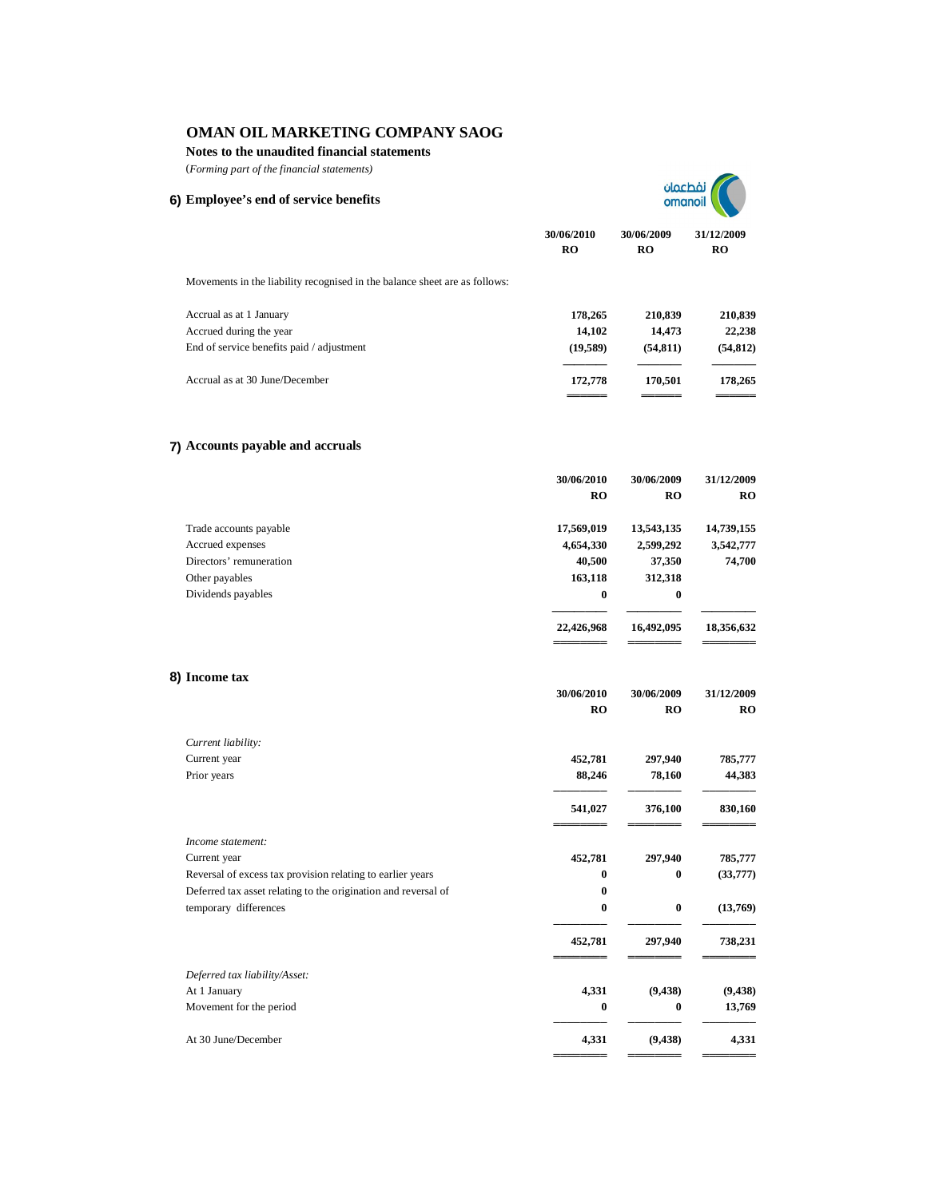# OMAN OIL MARKETING COMPANY SAOG

**Notes to the unaudited financial statements**

(*Forming part of the financial statements*)

## 6) Employee's end of service benefits

| | 30/06/2010 RO | 30/06/2009 RO | 31/12/2009 RO |
|---|---|---|---|
| Movements in the liability recognised in the balance sheet are as follows: | | | |
| Accrual as at 1 January | **178,265** | **210,839** | **210,839** |
| Accrued during the year | **14,102** | **14,473** | **22,238** |
| End of service benefits paid / adjustment | **(19,589)** | **(54,811)** | **(54,812)** |
| Accrual as at 30 June/December | **172,778** | **170,501** | **178,265** |

## 7) Accounts payable and accruals

| | 30/06/2010 RO | 30/06/2009 RO | 31/12/2009 RO |
|---|---|---|---|
| Trade accounts payable | **17,569,019** | **13,543,135** | **14,739,155** |
| Accrued expenses | **4,654,330** | **2,599,292** | **3,542,777** |
| Directors' remuneration | **40,500** | **37,350** | **74,700** |
| Other payables | **163,118** | **312,318** | |
| Dividends payables | **0** | **0** | |
| | **22,426,968** | **16,492,095** | **18,356,632** |

## 8) Income tax

| | 30/06/2010 RO | 30/06/2009 RO | 31/12/2009 RO |
|---|---|---|---|
| *Current liability:* | | | |
| Current year | **452,781** | **297,940** | **785,777** |
| Prior years | **88,246** | **78,160** | **44,383** |
| | **541,027** | **376,100** | **830,160** |
| *Income statement:* | | | |
| Current year | **452,781** | **297,940** | **785,777** |
| Reversal of excess tax provision relating to earlier years | **0** | **0** | **(33,777)** |
| Deferred tax asset relating to the origination and reversal of | **0** | | |
| temporary differences | **0** | **0** | **(13,769)** |
| | **452,781** | **297,940** | **738,231** |
| *Deferred tax liability/Asset:* | | | |
| At 1 January | **4,331** | **(9,438)** | **(9,438)** |
| Movement for the period | **0** | **0** | **13,769** |
| At 30 June/December | **4,331** | **(9,438)** | **4,331** |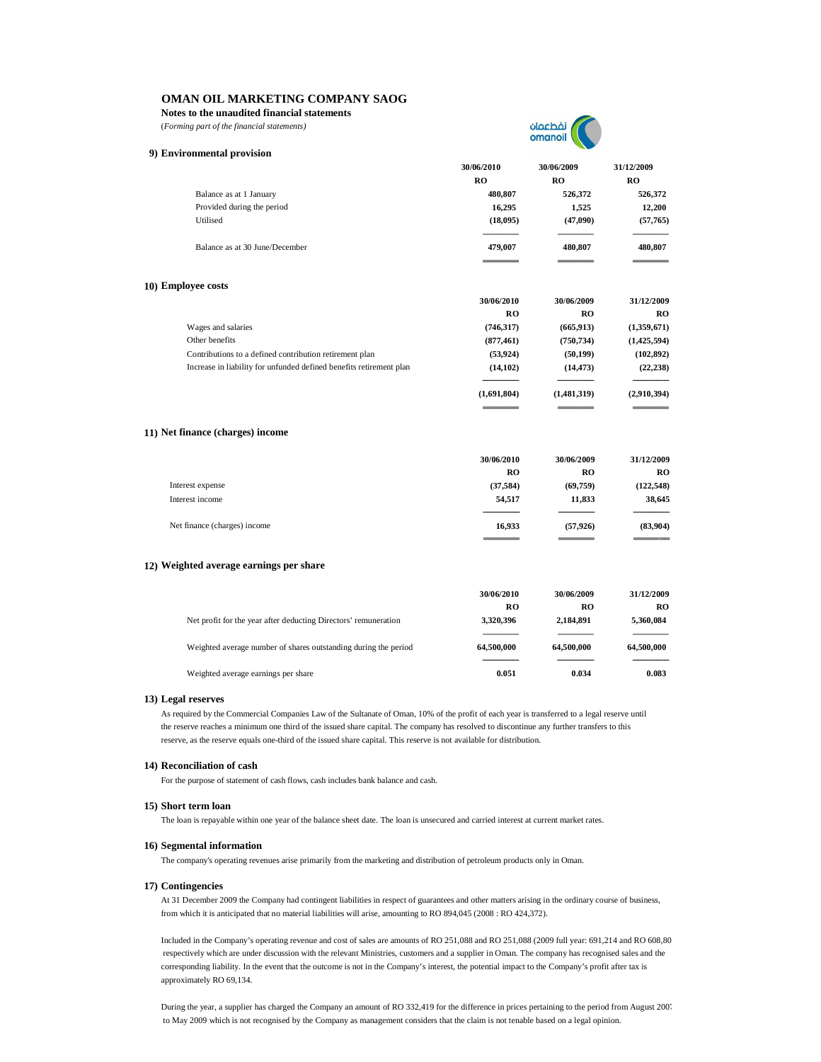# OMAN OIL MARKETING COMPANY SAOG

**Notes to the unaudited financial statements**

(*Forming part of the financial statements)*

### 9) Environmental provision

| | 30/06/2010 | 30/06/2009 | 31/12/2009 |
|---|---|---|---|
| | RO | RO | RO |
| Balance as at 1 January | 480,807 | 526,372 | 526,372 |
| Provided during the period | 16,295 | 1,525 | 12,200 |
| Utilised | (18,095) | (47,090) | (57,765) |
| Balance as at 30 June/December | 479,007 | 480,807 | 480,807 |

### 10) Employee costs

| | 30/06/2010 | 30/06/2009 | 31/12/2009 |
|---|---|---|---|
| | RO | RO | RO |
| Wages and salaries | (746,317) | (665,913) | (1,359,671) |
| Other benefits | (877,461) | (750,734) | (1,425,594) |
| Contributions to a defined contribution retirement plan | (53,924) | (50,199) | (102,892) |
| Increase in liability for unfunded defined benefits retirement plan | (14,102) | (14,473) | (22,238) |
| | (1,691,804) | (1,481,319) | (2,910,394) |

### 11) Net finance (charges) income

| | 30/06/2010 | 30/06/2009 | 31/12/2009 |
|---|---|---|---|
| | RO | RO | RO |
| Interest expense | (37,584) | (69,759) | (122,548) |
| Interest income | 54,517 | 11,833 | 38,645 |
| Net finance (charges) income | 16,933 | (57,926) | (83,904) |

### 12) Weighted average earnings per share

| | 30/06/2010 | 30/06/2009 | 31/12/2009 |
|---|---|---|---|
| | RO | RO | RO |
| Net profit for the year after deducting Directors' remuneration | 3,320,396 | 2,184,891 | 5,360,084 |
| Weighted average number of shares outstanding during the period | 64,500,000 | 64,500,000 | 64,500,000 |
| Weighted average earnings per share | 0.051 | 0.034 | 0.083 |

### 13) Legal reserves

As required by the Commercial Companies Law of the Sultanate of Oman, 10% of the profit of each year is transferred to a legal reserve until the reserve reaches a minimum one third of the issued share capital. The company has resolved to discontinue any further transfers to this reserve, as the reserve equals one-third of the issued share capital. This reserve is not available for distribution.

### 14) Reconciliation of cash

For the purpose of statement of cash flows, cash includes bank balance and cash.

### 15) Short term loan

The loan is repayable within one year of the balance sheet date. The loan is unsecured and carried interest at current market rates.

### 16) Segmental information

The company's operating revenues arise primarily from the marketing and distribution of petroleum products only in Oman.

### 17) Contingencies

At 31 December 2009 the Company had contingent liabilities in respect of guarantees and other matters arising in the ordinary course of business, from which it is anticipated that no material liabilities will arise, amounting to RO 894,045 (2008 : RO 424,372).

Included in the Company's operating revenue and cost of sales are amounts of RO 251,088 and RO 251,088 (2009 full year: 691,214 and RO 608,80 respectively which are under discussion with the relevant Ministries, customers and a supplier in Oman. The company has recognised sales and the corresponding liability. In the event that the outcome is not in the Company's interest, the potential impact to the Company's profit after tax is approximately RO 69,134.

During the year, a supplier has charged the Company an amount of RO 332,419 for the difference in prices pertaining to the period from August 2007 to May 2009 which is not recognised by the Company as management considers that the claim is not tenable based on a legal opinion.